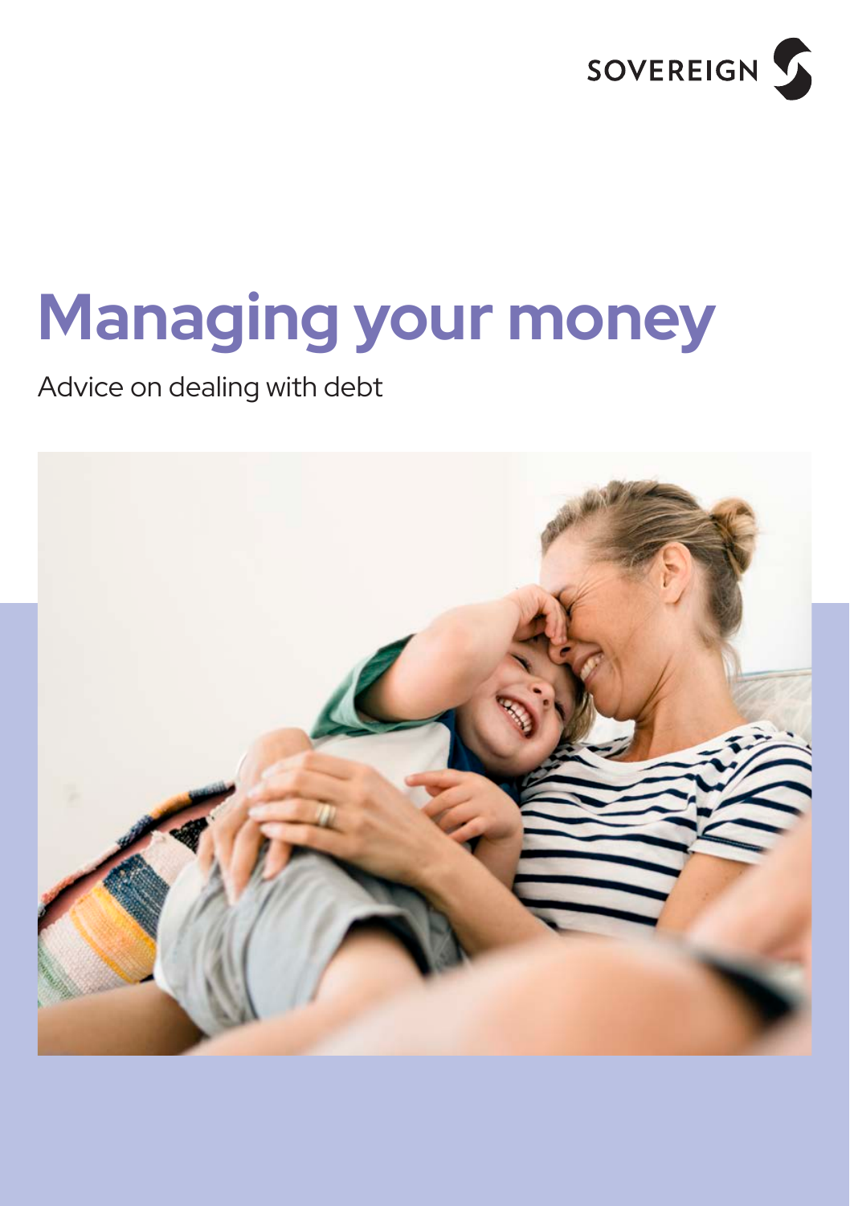SOVEREIGN

# Managing your money

Advice on dealing with debt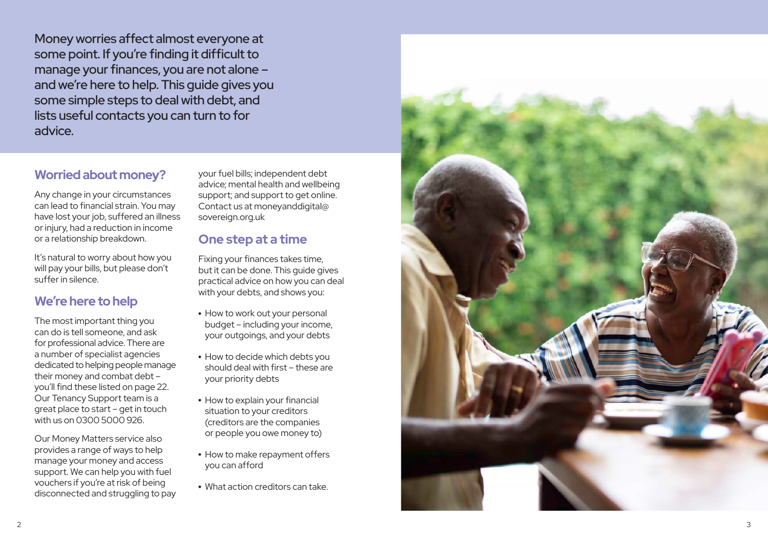Money worries affect almost everyone at some point. If you're finding it difficult to manage your finances, you are not alone – and we're here to help. This guide gives you some simple steps to deal with debt, and lists useful contacts you can turn to for advice.

## Worried about money?

Any change in your circumstances can lead to financial strain. You may have lost your job, suffered an illness or injury, had a reduction in income or a relationship breakdown.

It's natural to worry about how you will pay your bills, but please don't suffer in silence.

## We're here to help

The most important thing you can do is tell someone, and ask for professional advice. There are a number of specialist agencies dedicated to helping people manage their money and combat debt – you'll find these listed on page 22. Our Tenancy Support team is a great place to start – get in touch with us on 0300 5000 926.

Our Money Matters service also provides a range of ways to help manage your money and access support. We can help you with fuel vouchers if you're at risk of being disconnected and struggling to pay your fuel bills; independent debt advice; mental health and wellbeing support; and support to get online. Contact us at moneyanddigital@sovereign.org.uk

## One step at a time

Fixing your finances takes time, but it can be done. This guide gives practical advice on how you can deal with your debts, and shows you:

- How to work out your personal budget – including your income, your outgoings, and your debts
- How to decide which debts you should deal with first – these are your priority debts
- How to explain your financial situation to your creditors (creditors are the companies or people you owe money to)
- How to make repayment offers you can afford
- What action creditors can take.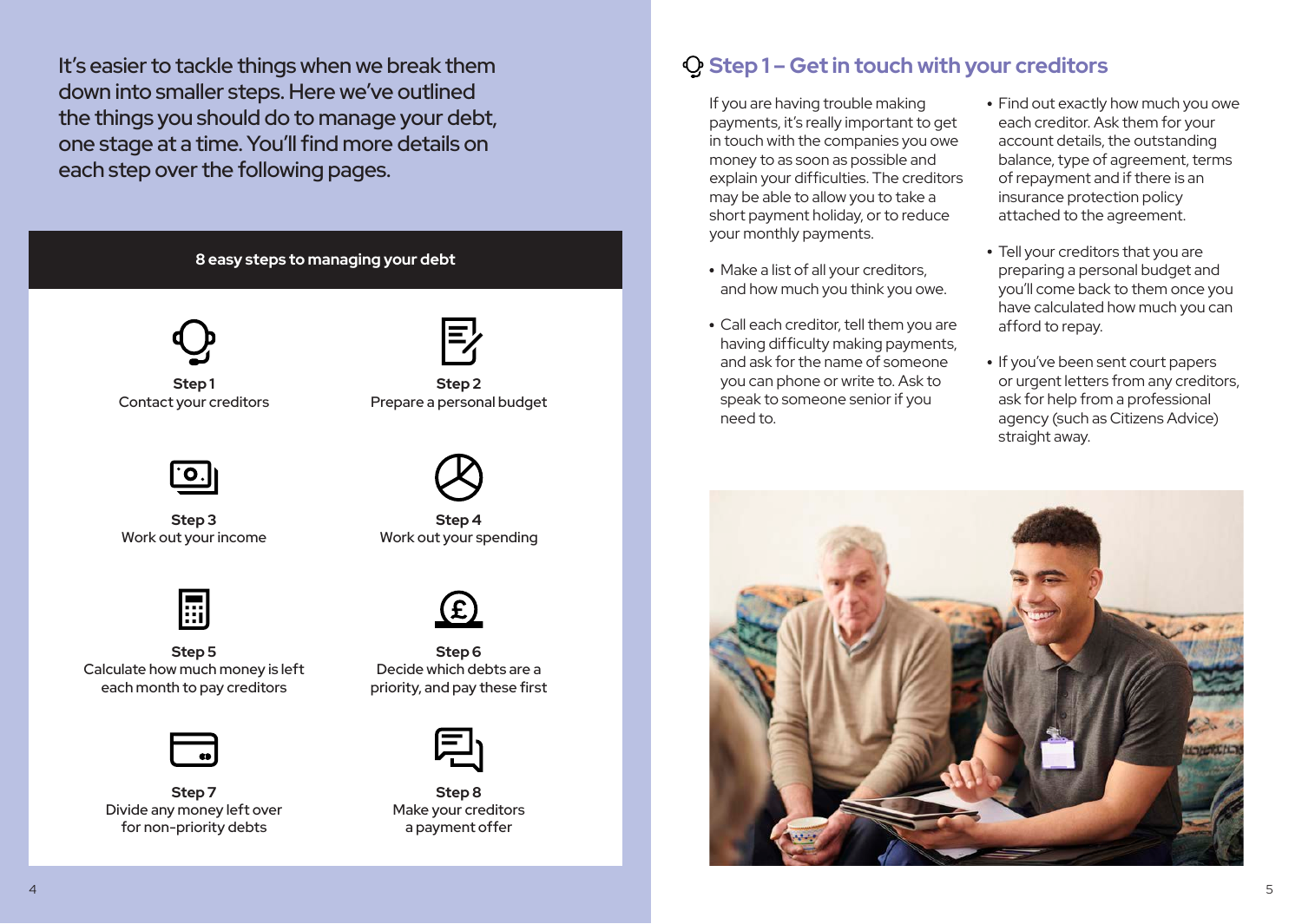It's easier to tackle things when we break them down into smaller steps. Here we've outlined the things you should do to manage your debt, one stage at a time. You'll find more details on each step over the following pages.

## 8 easy steps to managing your debt

**Step 1**
Contact your creditors

**Step 2**
Prepare a personal budget

**Step 3**
Work out your income

**Step 4**
Work out your spending

**Step 5**
Calculate how much money is left each month to pay creditors

**Step 6**
Decide which debts are a priority, and pay these first

**Step 7**
Divide any money left over for non-priority debts

**Step 8**
Make your creditors a payment offer

## Step 1 – Get in touch with your creditors

If you are having trouble making payments, it's really important to get in touch with the companies you owe money to as soon as possible and explain your difficulties. The creditors may be able to allow you to take a short payment holiday, or to reduce your monthly payments.

- Make a list of all your creditors, and how much you think you owe.
- Call each creditor, tell them you are having difficulty making payments, and ask for the name of someone you can phone or write to. Ask to speak to someone senior if you need to.
- Find out exactly how much you owe each creditor. Ask them for your account details, the outstanding balance, type of agreement, terms of repayment and if there is an insurance protection policy attached to the agreement.
- Tell your creditors that you are preparing a personal budget and you'll come back to them once you have calculated how much you can afford to repay.
- If you've been sent court papers or urgent letters from any creditors, ask for help from a professional agency (such as Citizens Advice) straight away.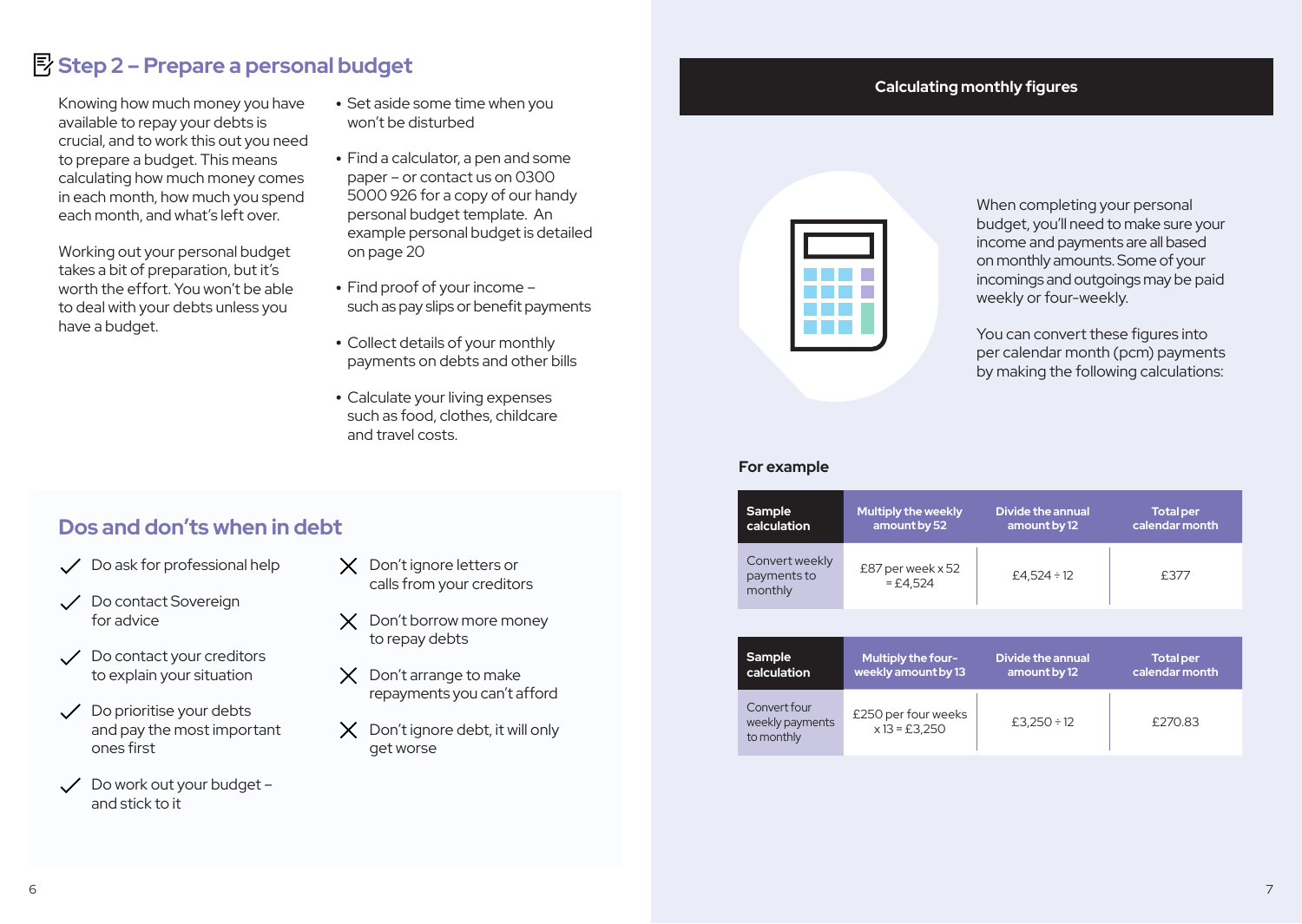## Step 2 – Prepare a personal budget

Knowing how much money you have available to repay your debts is crucial, and to work this out you need to prepare a budget. This means calculating how much money comes in each month, how much you spend each month, and what's left over.

Working out your personal budget takes a bit of preparation, but it's worth the effort. You won't be able to deal with your debts unless you have a budget.

- Set aside some time when you won't be disturbed
- Find a calculator, a pen and some paper – or contact us on 0300 5000 926 for a copy of our handy personal budget template. An example personal budget is detailed on page 20
- Find proof of your income – such as pay slips or benefit payments
- Collect details of your monthly payments on debts and other bills
- Calculate your living expenses such as food, clothes, childcare and travel costs.

## Dos and don'ts when in debt

- ✓ Do ask for professional help
- ✓ Do contact Sovereign for advice
- ✓ Do contact your creditors to explain your situation
- ✓ Do prioritise your debts and pay the most important ones first
- ✓ Do work out your budget – and stick to it

- ✗ Don't ignore letters or calls from your creditors
- ✗ Don't borrow more money to repay debts
- ✗ Don't arrange to make repayments you can't afford
- ✗ Don't ignore debt, it will only get worse

## Calculating monthly figures

When completing your personal budget, you'll need to make sure your income and payments are all based on monthly amounts. Some of your incomings and outgoings may be paid weekly or four-weekly.

You can convert these figures into per calendar month (pcm) payments by making the following calculations:

**For example**

| Sample calculation | Multiply the weekly amount by 52 | Divide the annual amount by 12 | Total per calendar month |
|---|---|---|---|
| Convert weekly payments to monthly | £87 per week x 52 = £4,524 | £4,524 ÷ 12 | £377 |

| Sample calculation | Multiply the four-weekly amount by 13 | Divide the annual amount by 12 | Total per calendar month |
|---|---|---|---|
| Convert four weekly payments to monthly | £250 per four weeks x 13 = £3,250 | £3,250 ÷ 12 | £270.83 |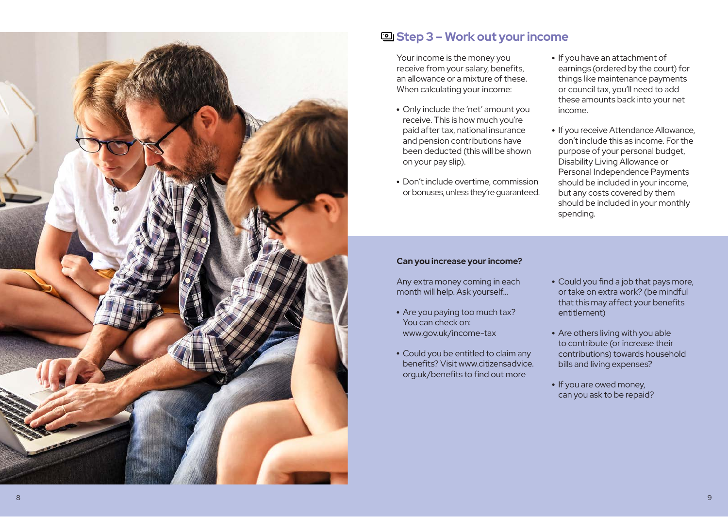## Step 3 – Work out your income

Your income is the money you receive from your salary, benefits, an allowance or a mixture of these. When calculating your income:

- Only include the 'net' amount you receive. This is how much you're paid after tax, national insurance and pension contributions have been deducted (this will be shown on your pay slip).
- Don't include overtime, commission or bonuses, unless they're guaranteed.
- If you have an attachment of earnings (ordered by the court) for things like maintenance payments or council tax, you'll need to add these amounts back into your net income.
- If you receive Attendance Allowance, don't include this as income. For the purpose of your personal budget, Disability Living Allowance or Personal Independence Payments should be included in your income, but any costs covered by them should be included in your monthly spending.

**Can you increase your income?**

Any extra money coming in each month will help. Ask yourself...

- Are you paying too much tax? You can check on: www.gov.uk/income-tax
- Could you be entitled to claim any benefits? Visit www.citizensadvice.org.uk/benefits to find out more
- Could you find a job that pays more, or take on extra work? (be mindful that this may affect your benefits entitlement)
- Are others living with you able to contribute (or increase their contributions) towards household bills and living expenses?
- If you are owed money, can you ask to be repaid?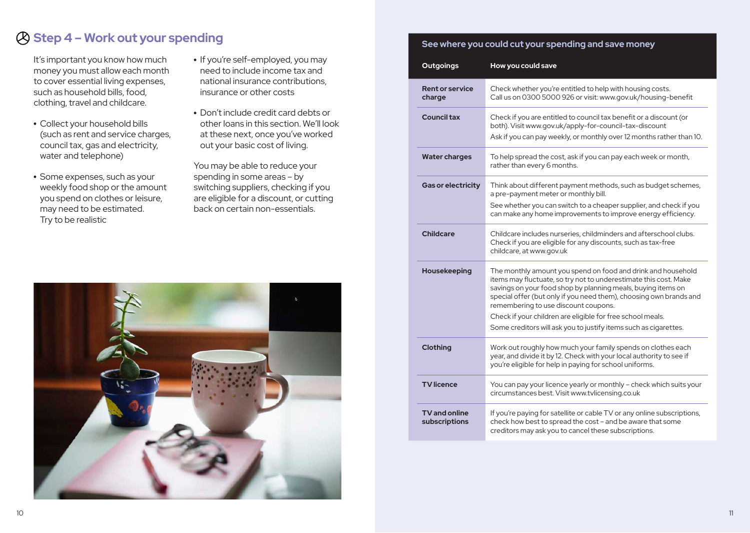## Step 4 – Work out your spending

It's important you know how much money you must allow each month to cover essential living expenses, such as household bills, food, clothing, travel and childcare.

- Collect your household bills (such as rent and service charges, council tax, gas and electricity, water and telephone)
- Some expenses, such as your weekly food shop or the amount you spend on clothes or leisure, may need to be estimated. Try to be realistic
- If you're self-employed, you may need to include income tax and national insurance contributions, insurance or other costs
- Don't include credit card debts or other loans in this section. We'll look at these next, once you've worked out your basic cost of living.

You may be able to reduce your spending in some areas – by switching suppliers, checking if you are eligible for a discount, or cutting back on certain non-essentials.

### See where you could cut your spending and save money

| Outgoings | How you could save |
|---|---|
| **Rent or service charge** | Check whether you're entitled to help with housing costs. Call us on 0300 5000 926 or visit: www.gov.uk/housing-benefit |
| **Council tax** | Check if you are entitled to council tax benefit or a discount (or both). Visit www.gov.uk/apply-for-council-tax-discount<br>Ask if you can pay weekly, or monthly over 12 months rather than 10. |
| **Water charges** | To help spread the cost, ask if you can pay each week or month, rather than every 6 months. |
| **Gas or electricity** | Think about different payment methods, such as budget schemes, a pre-payment meter or monthly bill.<br>See whether you can switch to a cheaper supplier, and check if you can make any home improvements to improve energy efficiency. |
| **Childcare** | Childcare includes nurseries, childminders and afterschool clubs. Check if you are eligible for any discounts, such as tax-free childcare, at www.gov.uk |
| **Housekeeping** | The monthly amount you spend on food and drink and household items may fluctuate, so try not to underestimate this cost. Make savings on your food shop by planning meals, buying items on special offer (but only if you need them), choosing own brands and remembering to use discount coupons.<br>Check if your children are eligible for free school meals.<br>Some creditors will ask you to justify items such as cigarettes. |
| **Clothing** | Work out roughly how much your family spends on clothes each year, and divide it by 12. Check with your local authority to see if you're eligible for help in paying for school uniforms. |
| **TV licence** | You can pay your licence yearly or monthly – check which suits your circumstances best. Visit www.tvlicensing.co.uk |
| **TV and online subscriptions** | If you're paying for satellite or cable TV or any online subscriptions, check how best to spread the cost – and be aware that some creditors may ask you to cancel these subscriptions. |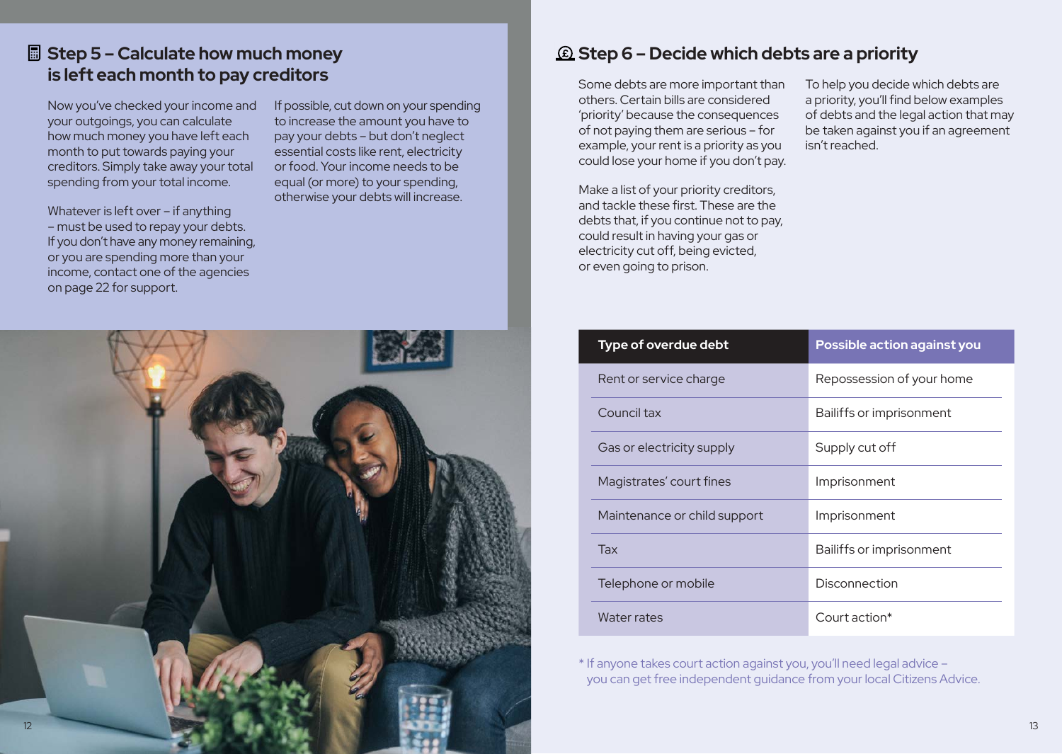## Step 5 – Calculate how much money is left each month to pay creditors

Now you've checked your income and your outgoings, you can calculate how much money you have left each month to put towards paying your creditors. Simply take away your total spending from your total income.

Whatever is left over – if anything – must be used to repay your debts. If you don't have any money remaining, or you are spending more than your income, contact one of the agencies on page 22 for support.

If possible, cut down on your spending to increase the amount you have to pay your debts – but don't neglect essential costs like rent, electricity or food. Your income needs to be equal (or more) to your spending, otherwise your debts will increase.

## Step 6 – Decide which debts are a priority

Some debts are more important than others. Certain bills are considered 'priority' because the consequences of not paying them are serious – for example, your rent is a priority as you could lose your home if you don't pay.

Make a list of your priority creditors, and tackle these first. These are the debts that, if you continue not to pay, could result in having your gas or electricity cut off, being evicted, or even going to prison.

To help you decide which debts are a priority, you'll find below examples of debts and the legal action that may be taken against you if an agreement isn't reached.

| Type of overdue debt | Possible action against you |
|---|---|
| Rent or service charge | Repossession of your home |
| Council tax | Bailiffs or imprisonment |
| Gas or electricity supply | Supply cut off |
| Magistrates' court fines | Imprisonment |
| Maintenance or child support | Imprisonment |
| Tax | Bailiffs or imprisonment |
| Telephone or mobile | Disconnection |
| Water rates | Court action* |

* If anyone takes court action against you, you'll need legal advice – you can get free independent guidance from your local Citizens Advice.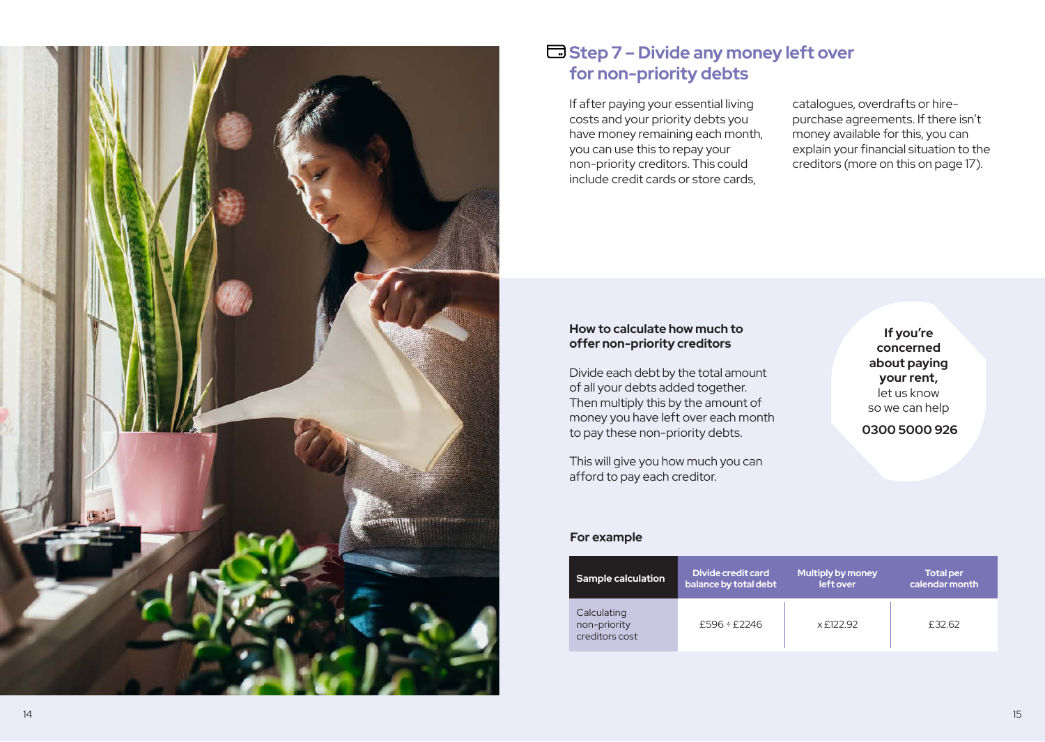## Step 7 – Divide any money left over for non-priority debts

If after paying your essential living costs and your priority debts you have money remaining each month, you can use this to repay your non-priority creditors. This could include credit cards or store cards, catalogues, overdrafts or hire-purchase agreements. If there isn't money available for this, you can explain your financial situation to the creditors (more on this on page 17).

### How to calculate how much to offer non-priority creditors

Divide each debt by the total amount of all your debts added together. Then multiply this by the amount of money you have left over each month to pay these non-priority debts.

This will give you how much you can afford to pay each creditor.

**If you're concerned about paying your rent,** let us know so we can help

**0300 5000 926**

### For example

| Sample calculation | Divide credit card balance by total debt | Multiply by money left over | Total per calendar month |
|---|---|---|---|
| Calculating non-priority creditors cost | £596 ÷ £2246 | x £122.92 | £32.62 |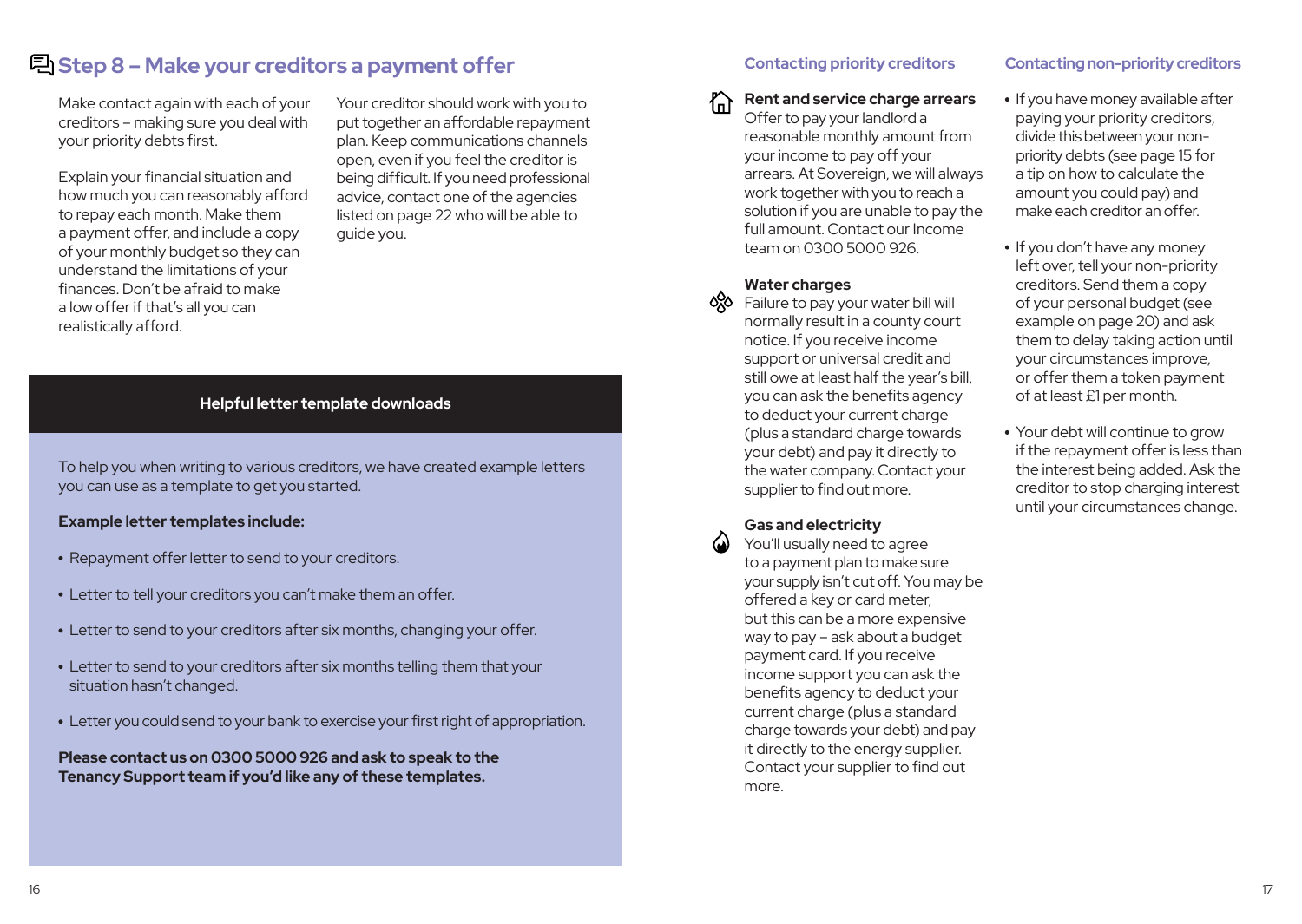## Step 8 – Make your creditors a payment offer

Make contact again with each of your creditors – making sure you deal with your priority debts first.

Explain your financial situation and how much you can reasonably afford to repay each month. Make them a payment offer, and include a copy of your monthly budget so they can understand the limitations of your finances. Don't be afraid to make a low offer if that's all you can realistically afford.

Your creditor should work with you to put together an affordable repayment plan. Keep communications channels open, even if you feel the creditor is being difficult. If you need professional advice, contact one of the agencies listed on page 22 who will be able to guide you.

**Helpful letter template downloads**

To help you when writing to various creditors, we have created example letters you can use as a template to get you started.

**Example letter templates include:**

- Repayment offer letter to send to your creditors.
- Letter to tell your creditors you can't make them an offer.
- Letter to send to your creditors after six months, changing your offer.
- Letter to send to your creditors after six months telling them that your situation hasn't changed.
- Letter you could send to your bank to exercise your first right of appropriation.

**Please contact us on 0300 5000 926 and ask to speak to the Tenancy Support team if you'd like any of these templates.**

### Contacting priority creditors

**Rent and service charge arrears**
Offer to pay your landlord a reasonable monthly amount from your income to pay off your arrears. At Sovereign, we will always work together with you to reach a solution if you are unable to pay the full amount. Contact our Income team on 0300 5000 926.

**Water charges**
Failure to pay your water bill will normally result in a county court notice. If you receive income support or universal credit and still owe at least half the year's bill, you can ask the benefits agency to deduct your current charge (plus a standard charge towards your debt) and pay it directly to the water company. Contact your supplier to find out more.

**Gas and electricity**
You'll usually need to agree to a payment plan to make sure your supply isn't cut off. You may be offered a key or card meter, but this can be a more expensive way to pay – ask about a budget payment card. If you receive income support you can ask the benefits agency to deduct your current charge (plus a standard charge towards your debt) and pay it directly to the energy supplier. Contact your supplier to find out more.

### Contacting non-priority creditors

- If you have money available after paying your priority creditors, divide this between your non-priority debts (see page 15 for a tip on how to calculate the amount you could pay) and make each creditor an offer.
- If you don't have any money left over, tell your non-priority creditors. Send them a copy of your personal budget (see example on page 20) and ask them to delay taking action until your circumstances improve, or offer them a token payment of at least £1 per month.
- Your debt will continue to grow if the repayment offer is less than the interest being added. Ask the creditor to stop charging interest until your circumstances change.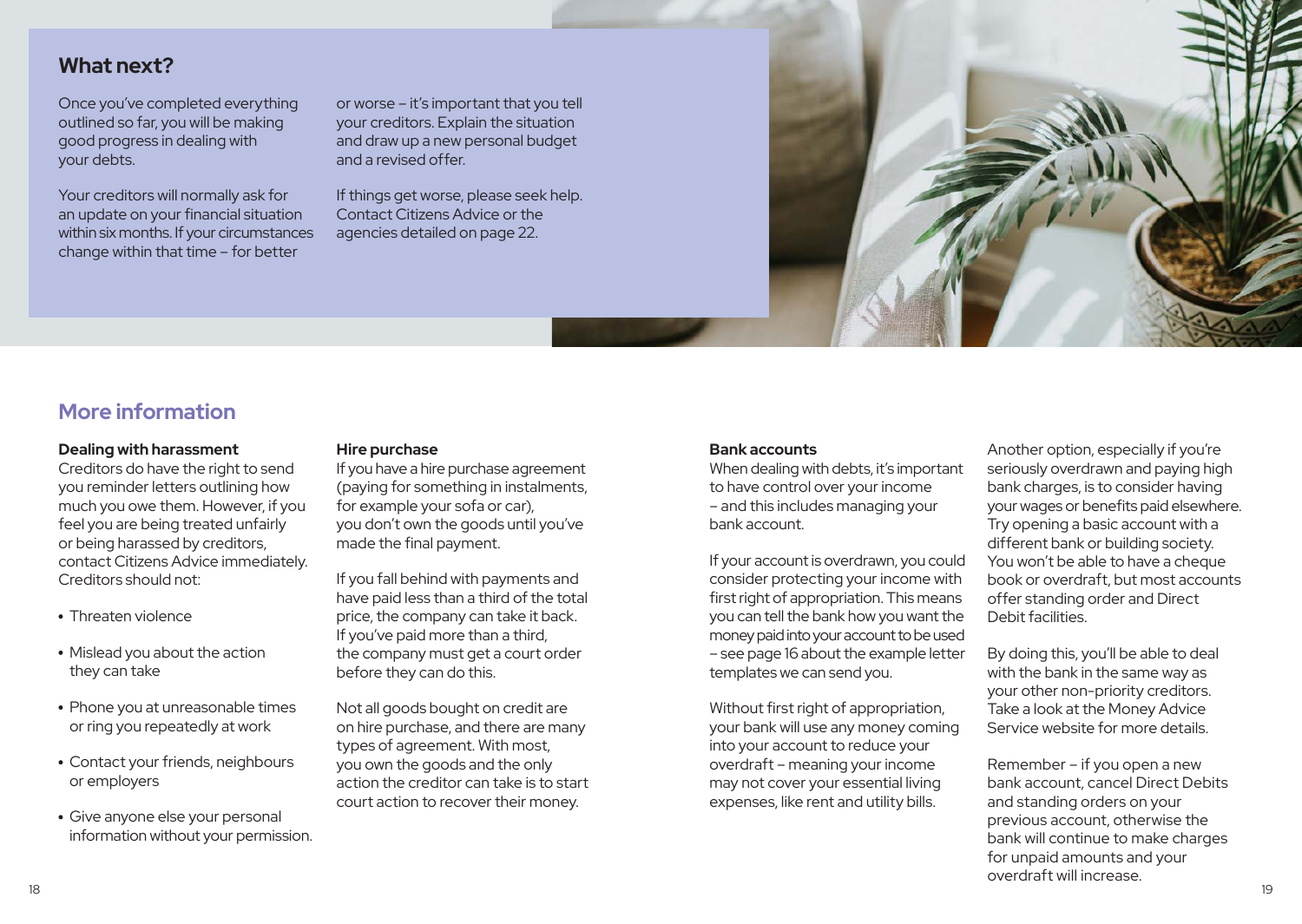## What next?

Once you've completed everything outlined so far, you will be making good progress in dealing with your debts.

Your creditors will normally ask for an update on your financial situation within six months. If your circumstances change within that time – for better or worse – it's important that you tell your creditors. Explain the situation and draw up a new personal budget and a revised offer.

If things get worse, please seek help. Contact Citizens Advice or the agencies detailed on page 22.

## More information

**Dealing with harassment**

Creditors do have the right to send you reminder letters outlining how much you owe them. However, if you feel you are being treated unfairly or being harassed by creditors, contact Citizens Advice immediately. Creditors should not:

- Threaten violence
- Mislead you about the action they can take
- Phone you at unreasonable times or ring you repeatedly at work
- Contact your friends, neighbours or employers
- Give anyone else your personal information without your permission.

**Hire purchase**

If you have a hire purchase agreement (paying for something in instalments, for example your sofa or car), you don't own the goods until you've made the final payment.

If you fall behind with payments and have paid less than a third of the total price, the company can take it back. If you've paid more than a third, the company must get a court order before they can do this.

Not all goods bought on credit are on hire purchase, and there are many types of agreement. With most, you own the goods and the only action the creditor can take is to start court action to recover their money.

**Bank accounts**

When dealing with debts, it's important to have control over your income – and this includes managing your bank account.

If your account is overdrawn, you could consider protecting your income with first right of appropriation. This means you can tell the bank how you want the money paid into your account to be used – see page 16 about the example letter templates we can send you.

Without first right of appropriation, your bank will use any money coming into your account to reduce your overdraft – meaning your income may not cover your essential living expenses, like rent and utility bills.

Another option, especially if you're seriously overdrawn and paying high bank charges, is to consider having your wages or benefits paid elsewhere. Try opening a basic account with a different bank or building society. You won't be able to have a cheque book or overdraft, but most accounts offer standing order and Direct Debit facilities.

By doing this, you'll be able to deal with the bank in the same way as your other non-priority creditors. Take a look at the Money Advice Service website for more details.

Remember – if you open a new bank account, cancel Direct Debits and standing orders on your previous account, otherwise the bank will continue to make charges for unpaid amounts and your overdraft will increase.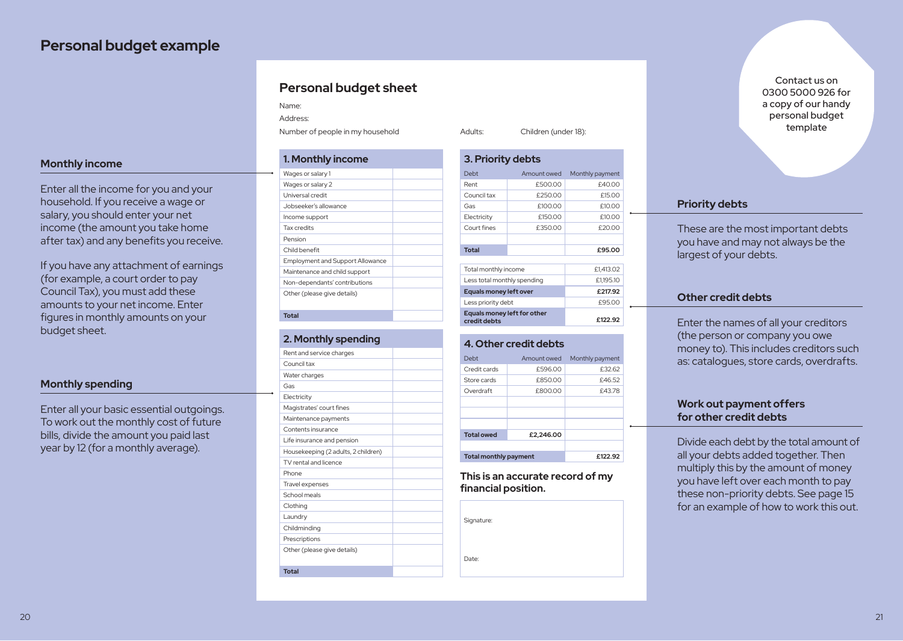# Personal budget example

### Monthly income

Enter all the income for you and your household. If you receive a wage or salary, you should enter your net income (the amount you take home after tax) and any benefits you receive.

If you have any attachment of earnings (for example, a court order to pay Council Tax), you must add these amounts to your net income. Enter figures in monthly amounts on your budget sheet.

### Monthly spending

Enter all your basic essential outgoings. To work out the monthly cost of future bills, divide the amount you paid last year by 12 (for a monthly average).

## Personal budget sheet

Name:

Address:

Number of people in my household Adults: Children (under 18):

| 1. Monthly income | |
|---|---|
| Wages or salary 1 | |
| Wages or salary 2 | |
| Universal credit | |
| Jobseeker's allowance | |
| Income support | |
| Tax credits | |
| Pension | |
| Child benefit | |
| Employment and Support Allowance | |
| Maintenance and child support | |
| Non-dependants' contributions | |
| Other (please give details) | |
| **Total** | |

| 2. Monthly spending | |
|---|---|
| Rent and service charges | |
| Council tax | |
| Water charges | |
| Gas | |
| Electricity | |
| Magistrates' court fines | |
| Maintenance payments | |
| Contents insurance | |
| Life insurance and pension | |
| Housekeeping (2 adults, 2 children) | |
| TV rental and licence | |
| Phone | |
| Travel expenses | |
| School meals | |
| Clothing | |
| Laundry | |
| Childminding | |
| Prescriptions | |
| Other (please give details) | |
| **Total** | |

### 3. Priority debts

| Debt | Amount owed | Monthly payment |
|---|---|---|
| Rent | £500.00 | £40.00 |
| Council tax | £250.00 | £15.00 |
| Gas | £100.00 | £10.00 |
| Electricity | £150.00 | £10.00 |
| Court fines | £350.00 | £20.00 |
| | | |
| **Total** | | **£95.00** |

| | |
|---|---|
| Total monthly income | £1,413.02 |
| Less total monthly spending | £1,195.10 |
| **Equals money left over** | **£217.92** |
| Less priority debt | £95.00 |
| **Equals money left for other credit debts** | **£122.92** |

### 4. Other credit debts

| Debt | Amount owed | Monthly payment |
|---|---|---|
| Credit cards | £596.00 | £32.62 |
| Store cards | £850.00 | £46.52 |
| Overdraft | £800.00 | £43.78 |
| | | |
| | | |
| | | |
| **Total owed** | **£2,246.00** | |
| | | |
| **Total monthly payment** | | **£122.92** |

**This is an accurate record of my financial position.**

Signature:

Date:

Contact us on 0300 5000 926 for a copy of our handy personal budget template

### Priority debts

These are the most important debts you have and may not always be the largest of your debts.

### Other credit debts

Enter the names of all your creditors (the person or company you owe money to). This includes creditors such as: catalogues, store cards, overdrafts.

### Work out payment offers for other credit debts

Divide each debt by the total amount of all your debts added together. Then multiply this by the amount of money you have left over each month to pay these non-priority debts. See page 15 for an example of how to work this out.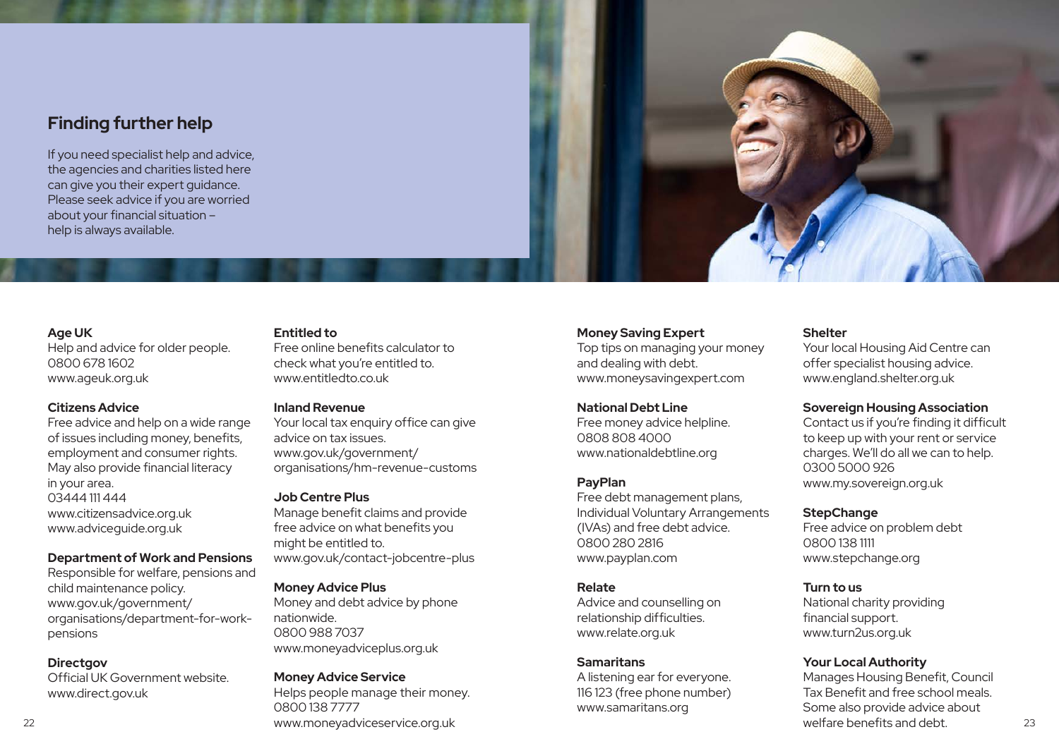## Finding further help

If you need specialist help and advice, the agencies and charities listed here can give you their expert guidance. Please seek advice if you are worried about your financial situation – help is always available.

**Age UK**
Help and advice for older people.
0800 678 1602
www.ageuk.org.uk

**Citizens Advice**
Free advice and help on a wide range of issues including money, benefits, employment and consumer rights. May also provide financial literacy in your area.
03444 111 444
www.citizensadvice.org.uk
www.adviceguide.org.uk

**Department of Work and Pensions**
Responsible for welfare, pensions and child maintenance policy.
www.gov.uk/government/organisations/department-for-work-pensions

**Directgov**
Official UK Government website.
www.direct.gov.uk

**Entitled to**
Free online benefits calculator to check what you're entitled to.
www.entitledto.co.uk

**Inland Revenue**
Your local tax enquiry office can give advice on tax issues.
www.gov.uk/government/organisations/hm-revenue-customs

**Job Centre Plus**
Manage benefit claims and provide free advice on what benefits you might be entitled to.
www.gov.uk/contact-jobcentre-plus

**Money Advice Plus**
Money and debt advice by phone nationwide.
0800 988 7037
www.moneyadviceplus.org.uk

**Money Advice Service**
Helps people manage their money.
0800 138 7777
www.moneyadviceservice.org.uk

**Money Saving Expert**
Top tips on managing your money and dealing with debt.
www.moneysavingexpert.com

**National Debt Line**
Free money advice helpline.
0808 808 4000
www.nationaldebtline.org

**PayPlan**
Free debt management plans, Individual Voluntary Arrangements (IVAs) and free debt advice.
0800 280 2816
www.payplan.com

**Relate**
Advice and counselling on relationship difficulties.
www.relate.org.uk

**Samaritans**
A listening ear for everyone.
116 123 (free phone number)
www.samaritans.org

**Shelter**
Your local Housing Aid Centre can offer specialist housing advice.
www.england.shelter.org.uk

**Sovereign Housing Association**
Contact us if you're finding it difficult to keep up with your rent or service charges. We'll do all we can to help.
0300 5000 926
www.my.sovereign.org.uk

**StepChange**
Free advice on problem debt
0800 138 1111
www.stepchange.org

**Turn to us**
National charity providing financial support.
www.turn2us.org.uk

**Your Local Authority**
Manages Housing Benefit, Council Tax Benefit and free school meals. Some also provide advice about welfare benefits and debt.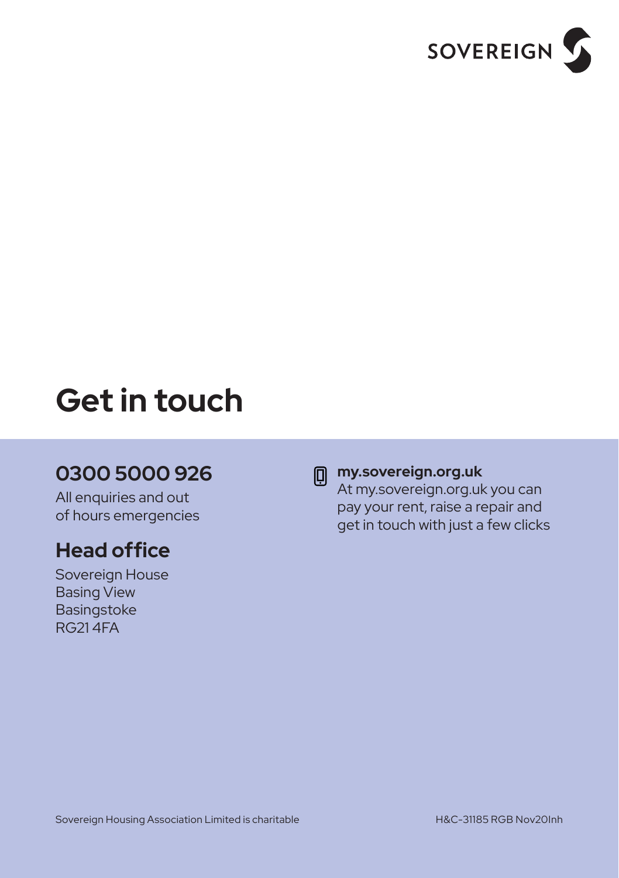SOVEREIGN

# Get in touch

## 0300 5000 926

All enquiries and out
of hours emergencies

## Head office

Sovereign House
Basing View
Basingstoke
RG21 4FA

**my.sovereign.org.uk**
At my.sovereign.org.uk you can pay your rent, raise a repair and get in touch with just a few clicks

Sovereign Housing Association Limited is charitable

H&C-31185 RGB Nov20lnh